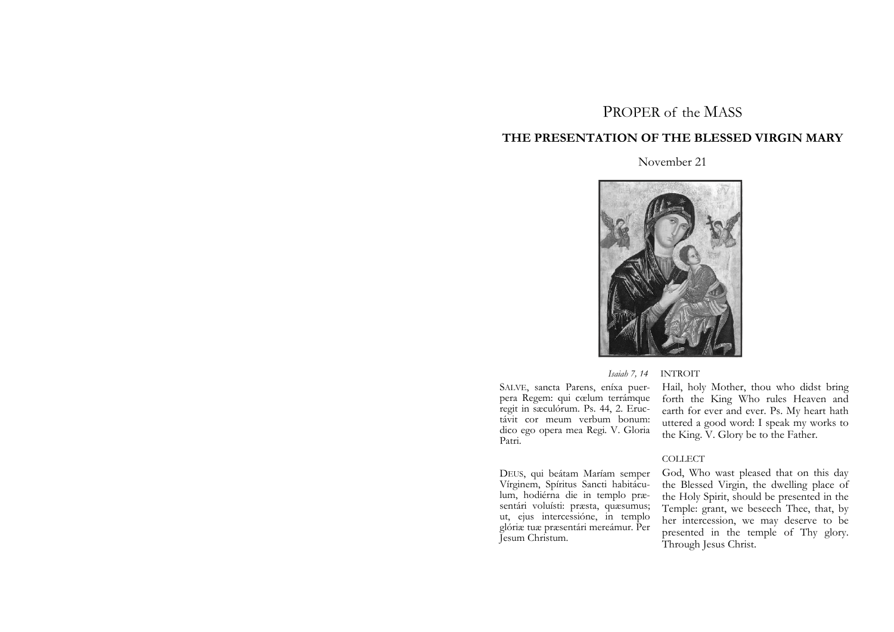# PROPER of the MASS

## THE PRESENTATION OF THE BLESSED VIRGIN MARY

November 21

*Isaiah 7, 14* INTROIT

SALVE, sancta Parens, eníxa puerpera Regem: qui cœlum terrámque regit in sæculórum. Ps. 44, 2. Eructávit cor meum verbum bonum: dico ego opera mea Regi. V. Gloria Patri.

Hail, holy Mother, thou who didst bring forth the King Who rules Heaven and earth for ever and ever. Ps. My heart hath uttered a good word: I speak my works to the King. V. Glory be to the Father.

COLLECT

DEUS, qui beátam Maríam semper Vírginem, Spíritus Sancti habitáculum, hodiérna die in templo præsentári voluísti: præsta, quæsumus; ut, ejus intercessióne, in templo glóriæ tuæ præsentári mereámur. Per Jesum Christum.

God, Who wast pleased that on this day the Blessed Virgin, the dwelling place of the Holy Spirit, should be presented in the Temple: grant, we beseech Thee, that, by her intercession, we may deserve to be presented in the temple of Thy glory. Through Jesus Christ.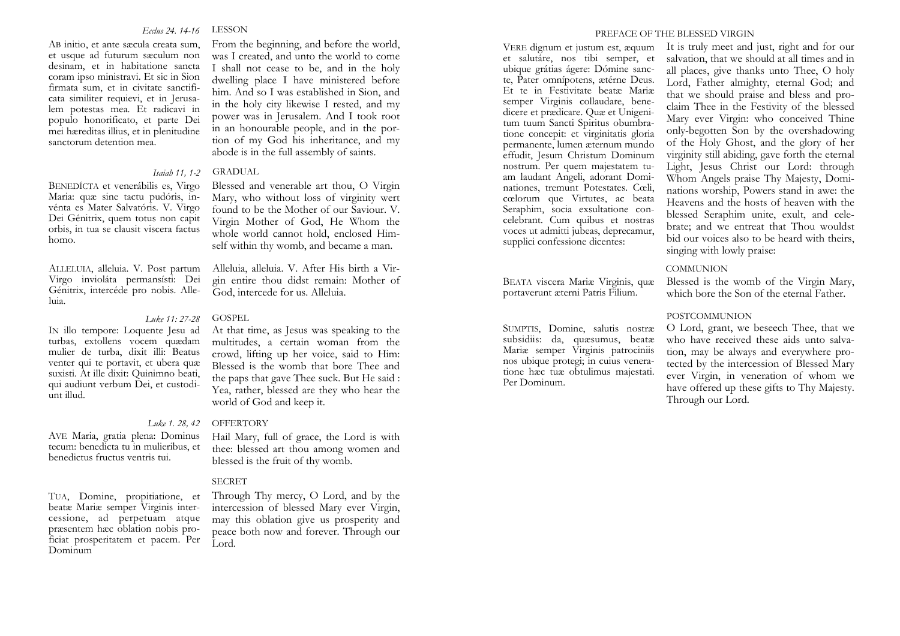## LESSON

*Ecclus 24. 14-16*

AB initio, et ante sæcula creata sum, et usque ad futurum sæculum non desinam, et in habitatione sancta coram ipso ministravi. Et sic in Sion firmata sum, et in civitate sanctificata similiter requievi, et in Jerusalem potestas mea. Et radicavi in populo honorificato, et parte Dei mei hæreditas illius, et in plenitudine sanctorum detention mea.

From the beginning, and before the world, was I created, and unto the world to come I shall not cease to be, and in the holy dwelling place I have ministered before him. And so I was established in Sion, and in the holy city likewise I rested, and my power was in Jerusalem. And I took root in an honourable people, and in the portion of my God his inheritance, and my abode is in the full assembly of saints.

## GRADUAL

*Isaiah 11, 1-2*

BENEDÍCTA et venerábilis es, Virgo Maria: quæ sine tactu pudóris, invénta es Mater Salvatóris. V. Virgo Dei Génitrix, quem totus non capit orbis, in tua se clausit viscera factus homo.

Blessed and venerable art thou, O Virgin Mary, who without loss of virginity wert found to be the Mother of our Saviour. V. Virgin Mother of God, He Whom the whole world cannot hold, enclosed Himself within thy womb, and became a man.

ALLELUIA, alleluia. V. Post partum Virgo inviolàta permansísti: Dei Génitrix, intercéde pro nobis. Alleluia.

Alleluia, alleluia. V. After His birth a Virgin entire thou didst remain: Mother of God, intercede for us. Alleluia.

## GOSPEL

*Luke 11: 27-28*

IN illo tempore: Loquente Jesu ad turbas, extollens vocem quædam mulier de turba, dixit illi: Beatus venter qui te portavit, et ubera quæ suxisti. At ille dixit: Quinimno beati, qui audiunt verbum Dei, et custodiunt illud.

At that time, as Jesus was speaking to the multitudes, a certain woman from the crowd, lifting up her voice, said to Him: Blessed is the womb that bore Thee and the paps that gave Thee suck. But He said : Yea, rather, blessed are they who hear the world of God and keep it.

## OFFERTORY

*Luke 1. 28, 42*

AVE Maria, gratia plena: Dominus tecum: benedicta tu in mulieribus, et benedictus fructus ventris tui.

Hail Mary, full of grace, the Lord is with thee: blessed art thou among women and blessed is the fruit of thy womb.

## SECRET

TUA, Domine, propitiatione, et beatæ Mariæ semper Virginis intercessione, ad perpetuam atque præsentem hæc oblation nobis proficiat prosperitatem et pacem. Per Dominum

Through Thy mercy, O Lord, and by the intercession of blessed Mary ever Virgin, may this oblation give us prosperity and peace both now and forever. Through our Lord.

## PREFACE OF THE BLESSED VIRGIN

VERE dignum et justum est, æquum et salutáre, nos tibi semper, et ubique grátias ágere: Dómine sancte, Pater omnípotens, ætérne Deus. Et te in Festivitate beatæ Mariæ semper Virginis collaudare, benedicere et prædicare. Quæ et Unigenitum tuum Sancti Spiritus obumbratione concepit: et virginitatis gloria permanente, lumen æternum mundo effudit, Jesum Christum Dominum nostrum. Per quem majestatem tuam laudant Angeli, adorant Dominationes, tremunt Potestates. Cœli, cœlorum que Virtutes, ac beata Seraphim, socia exsultatione concelebrant. Cum quibus et nostras voces ut admitti jubeas, deprecamur, supplici confessione dicentes:

It is truly meet and just, right and for our salvation, that we should at all times and in all places, give thanks unto Thee, O holy Lord, Father almighty, eternal God; and that we should praise and bless and proclaim Thee in the Festivity of the blessed Mary ever Virgin: who conceived Thine only-begotten Son by the overshadowing of the Holy Ghost, and the glory of her virginity still abiding, gave forth the eternal Light, Jesus Christ our Lord: through Whom Angels praise Thy Majesty, Dominations worship, Powers stand in awe: the Heavens and the hosts of heaven with the blessed Seraphim unite, exult, and celebrate; and we entreat that Thou wouldst bid our voices also to be heard with theirs, singing with lowly praise:

## COMMUNION

BEATA viscera Mariæ Virginis, quæ portaverunt æterni Patris Filium.

Blessed is the womb of the Virgin Mary, which bore the Son of the eternal Father.

## POSTCOMMUNION

SUMPTIS, Domine, salutis nostræ subsidiis: da, quæsumus, beatæ Mariæ semper Virginis patrociniis nos ubique protegi; in cuius veneratione hæc tuæ obtulimus majestati. Per Dominum.

O Lord, grant, we beseech Thee, that we who have received these aids unto salvation, may be always and everywhere protected by the intercession of Blessed Mary ever Virgin, in veneration of whom we have offered up these gifts to Thy Majesty. Through our Lord.